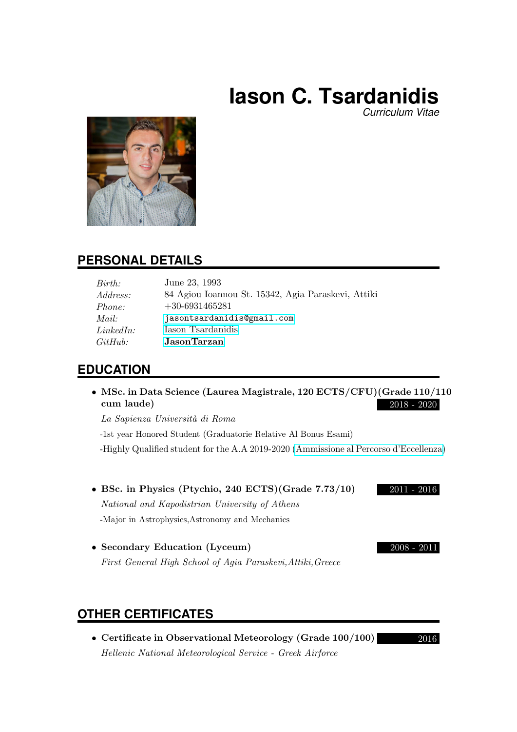# Iason C. Tsardanidis

*Curriculum Vitae*

## PERSONAL DETAILS

| | |
|---|---|
| *Birth:* | June 23, 1993 |
| *Address:* | 84 Agiou Ioannou St. 15342, Agia Paraskevi, Attiki |
| *Phone:* | +30-6931465281 |
| *Mail:* | jasontsardanidis@gmail.com |
| *LinkedIn:* | Iason Tsardanidis |
| *GitHub:* | **JasonTarzan** |

## EDUCATION

- **MSc. in Data Science (Laurea Magistrale, 120 ECTS/CFU)(Grade 110/110 cum laude)** 2018 - 2020

  *La Sapienza Università di Roma*

  -1st year Honored Student (Graduatorie Relative Al Bonus Esami)

  -Highly Qualified student for the A.A 2019-2020 (Ammissione al Percorso d'Eccellenza)

- **BSc. in Physics (Ptychio, 240 ECTS)(Grade 7.73/10)** 2011 - 2016

  *National and Kapodistrian University of Athens*

  -Major in Astrophysics,Astronomy and Mechanics

- **Secondary Education (Lyceum)** 2008 - 2011

  *First General High School of Agia Paraskevi,Attiki,Greece*

## OTHER CERTIFICATES

- **Certificate in Observational Meteorology (Grade 100/100)** 2016

  *Hellenic National Meteorological Service - Greek Airforce*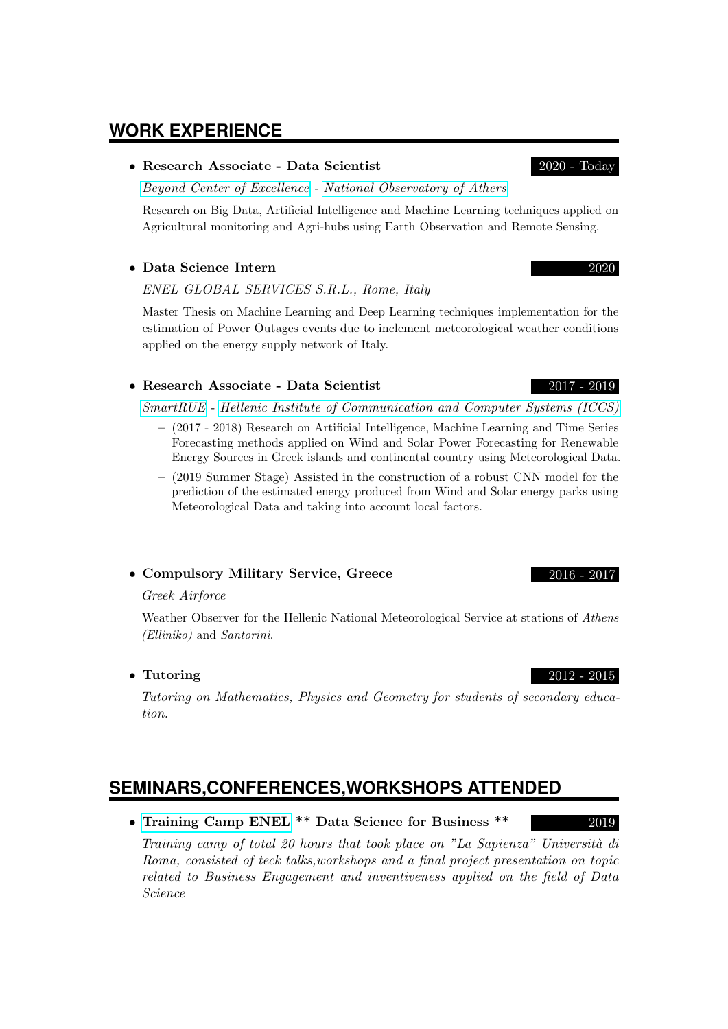## WORK EXPERIENCE

- **Research Associate - Data Scientist** — 2020 - Today

  *Beyond Center of Excellence* - *National Observatory of Athers*

  Research on Big Data, Artificial Intelligence and Machine Learning techniques applied on Agricultural monitoring and Agri-hubs using Earth Observation and Remote Sensing.

- **Data Science Intern** — 2020

  *ENEL GLOBAL SERVICES S.R.L., Rome, Italy*

  Master Thesis on Machine Learning and Deep Learning techniques implementation for the estimation of Power Outages events due to inclement meteorological weather conditions applied on the energy supply network of Italy.

- **Research Associate - Data Scientist** — 2017 - 2019

  *SmartRUE* - *Hellenic Institute of Communication and Computer Systems (ICCS)*

  - (2017 - 2018) Research on Artificial Intelligence, Machine Learning and Time Series Forecasting methods applied on Wind and Solar Power Forecasting for Renewable Energy Sources in Greek islands and continental country using Meteorological Data.
  - (2019 Summer Stage) Assisted in the construction of a robust CNN model for the prediction of the estimated energy produced from Wind and Solar energy parks using Meteorological Data and taking into account local factors.

- **Compulsory Military Service, Greece** — 2016 - 2017

  *Greek Airforce*

  Weather Observer for the Hellenic National Meteorological Service at stations of *Athens (Elliniko)* and *Santorini*.

- **Tutoring** — 2012 - 2015

  *Tutoring on Mathematics, Physics and Geometry for students of secondary education.*

## SEMINARS,CONFERENCES,WORKSHOPS ATTENDED

- **Training Camp ENEL ** Data Science for Business **** — 2019

  *Training camp of total 20 hours that took place on "La Sapienza" Università di Roma, consisted of teck talks,workshops and a final project presentation on topic related to Business Engagement and inventiveness applied on the field of Data Science*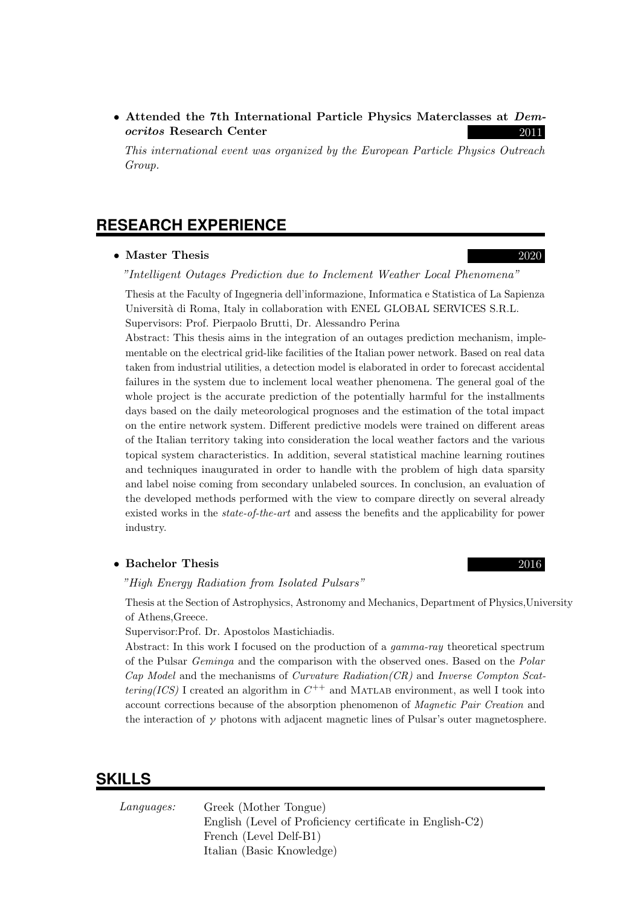- **Attended the 7th International Particle Physics Materclasses at *Democritos* Research Center** 2011

  *This international event was organized by the European Particle Physics Outreach Group.*

## RESEARCH EXPERIENCE

- **Master Thesis** 2020

  *"Intelligent Outages Prediction due to Inclement Weather Local Phenomena"*

  Thesis at the Faculty of Ingegneria dell'informazione, Informatica e Statistica of La Sapienza Università di Roma, Italy in collaboration with ENEL GLOBAL SERVICES S.R.L.
  Supervisors: Prof. Pierpaolo Brutti, Dr. Alessandro Perina

  Abstract: This thesis aims in the integration of an outages prediction mechanism, implementable on the electrical grid-like facilities of the Italian power network. Based on real data taken from industrial utilities, a detection model is elaborated in order to forecast accidental failures in the system due to inclement local weather phenomena. The general goal of the whole project is the accurate prediction of the potentially harmful for the installments days based on the daily meteorological prognoses and the estimation of the total impact on the entire network system. Different predictive models were trained on different areas of the Italian territory taking into consideration the local weather factors and the various topical system characteristics. In addition, several statistical machine learning routines and techniques inaugurated in order to handle with the problem of high data sparsity and label noise coming from secondary unlabeled sources. In conclusion, an evaluation of the developed methods performed with the view to compare directly on several already existed works in the *state-of-the-art* and assess the benefits and the applicability for power industry.

- **Bachelor Thesis** 2016

  *"High Energy Radiation from Isolated Pulsars"*

  Thesis at the Section of Astrophysics, Astronomy and Mechanics, Department of Physics,University of Athens,Greece.
  Supervisor:Prof. Dr. Apostolos Mastichiadis.

  Abstract: In this work I focused on the production of a *gamma-ray* theoretical spectrum of the Pulsar *Geminga* and the comparison with the observed ones. Based on the *Polar Cap Model* and the mechanisms of *Curvature Radiation(CR)* and *Inverse Compton Scattering(ICS)* I created an algorithm in $C^{++}$ and MATLAB environment, as well I took into account corrections because of the absorption phenomenon of *Magnetic Pair Creation* and the interaction of $\gamma$ photons with adjacent magnetic lines of Pulsar's outer magnetosphere.

## SKILLS

*Languages:* Greek (Mother Tongue)
English (Level of Proficiency certificate in English-C2)
French (Level Delf-B1)
Italian (Basic Knowledge)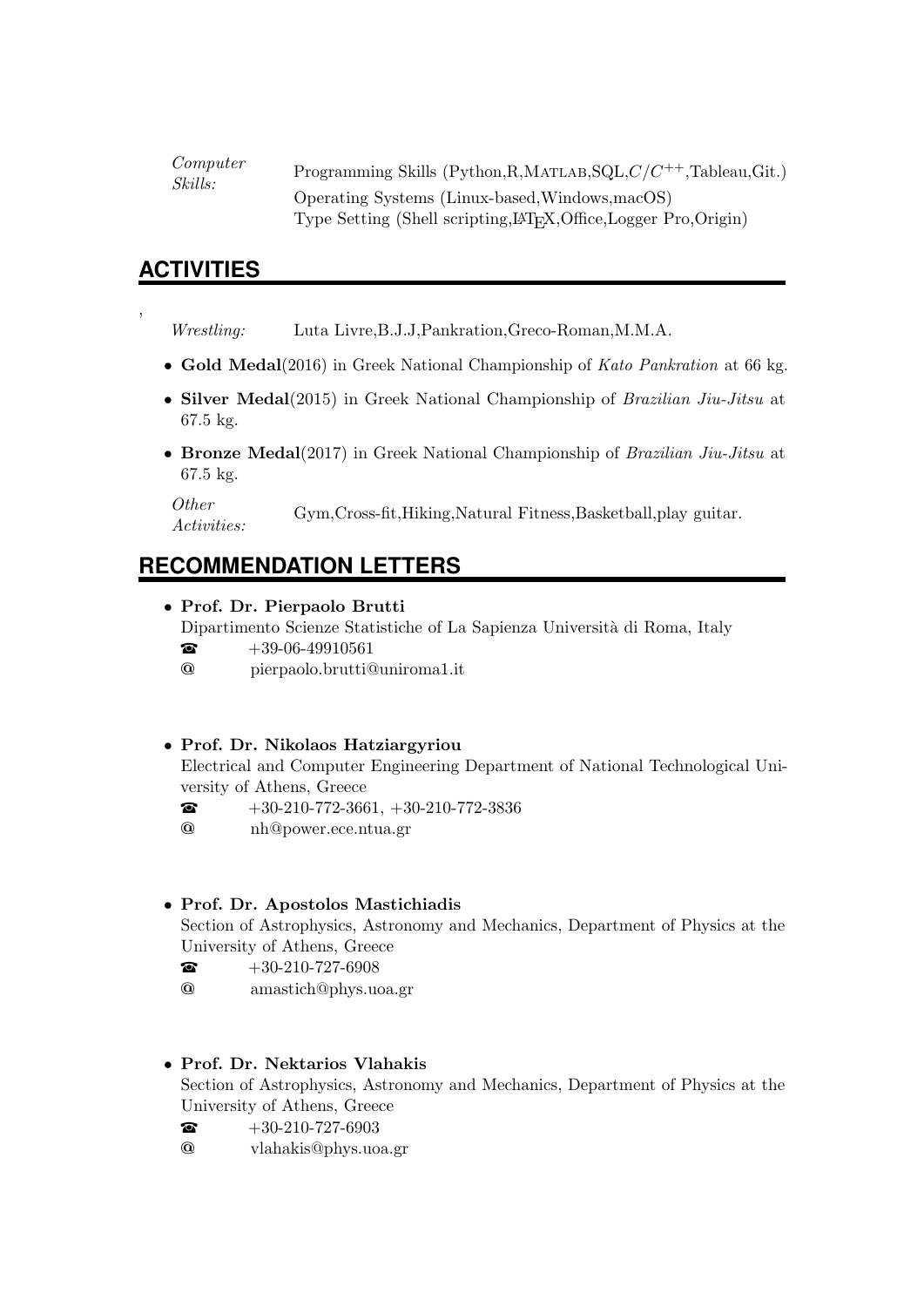| | |
|---|---|
| *Computer Skills:* | Programming Skills (Python,R,MATLAB,SQL,$C/C^{++}$,Tableau,Git.) |
| | Operating Systems (Linux-based,Windows,macOS) |
| | Type Setting (Shell scripting,LaTeX,Office,Logger Pro,Origin) |

## ACTIVITIES

,

*Wrestling:* Luta Livre,B.J.J,Pankration,Greco-Roman,M.M.A.

- **Gold Medal**(2016) in Greek National Championship of *Kato Pankration* at 66 kg.
- **Silver Medal**(2015) in Greek National Championship of *Brazilian Jiu-Jitsu* at 67.5 kg.
- **Bronze Medal**(2017) in Greek National Championship of *Brazilian Jiu-Jitsu* at 67.5 kg.

*Other Activities:* Gym,Cross-fit,Hiking,Natural Fitness,Basketball,play guitar.

## RECOMMENDATION LETTERS

- **Prof. Dr. Pierpaolo Brutti**
  Dipartimento Scienze Statistiche of La Sapienza Università di Roma, Italy
  ☎ +39-06-49910561
  @ pierpaolo.brutti@uniroma1.it

- **Prof. Dr. Nikolaos Hatziargyriou**
  Electrical and Computer Engineering Department of National Technological University of Athens, Greece
  ☎ +30-210-772-3661, +30-210-772-3836
  @ nh@power.ece.ntua.gr

- **Prof. Dr. Apostolos Mastichiadis**
  Section of Astrophysics, Astronomy and Mechanics, Department of Physics at the University of Athens, Greece
  ☎ +30-210-727-6908
  @ amastich@phys.uoa.gr

- **Prof. Dr. Nektarios Vlahakis**
  Section of Astrophysics, Astronomy and Mechanics, Department of Physics at the University of Athens, Greece
  ☎ +30-210-727-6903
  @ vlahakis@phys.uoa.gr